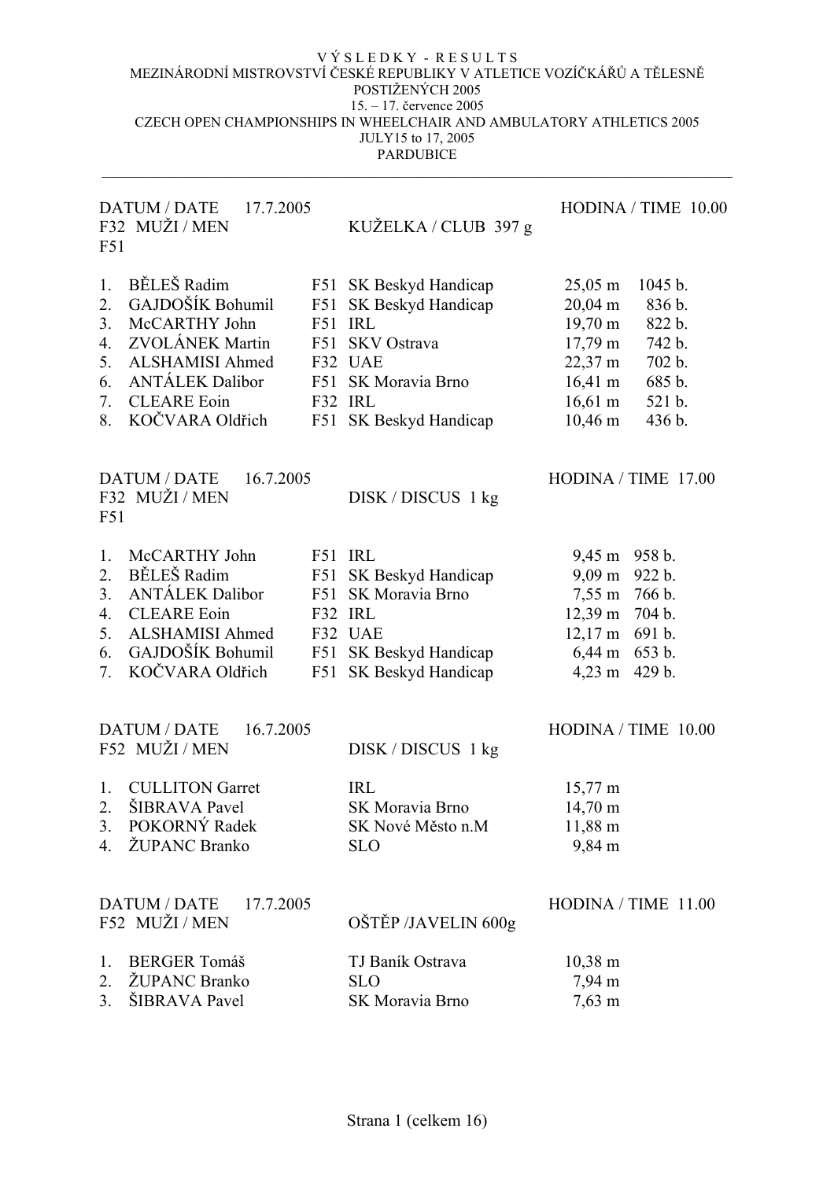VÝSLEDKY - RESULTS

MEZINÁRODNÍ MISTROVSTVÍ ČESKÉ REPUBLIKY V ATLETICE VOZÍČKÁŘŮ A TĚLESNĚ POSTIŽENÝCH 2005

15. – 17. července 2005

CZECH OPEN CHAMPIONSHIPS IN WHEELCHAIR AND AMBULATORY ATHLETICS 2005

JULY15 to 17, 2005

PARDUBICE

---

DATUM / DATE 17.7.2005 — HODINA / TIME 10.00

F32 MUŽI / MEN — KUŽELKA / CLUB 397 g

F51

| | | | | | |
|---|---|---|---|---|---|
| 1. | BĚLEŠ Radim | F51 | SK Beskyd Handicap | 25,05 m | 1045 b. |
| 2. | GAJDOŠÍK Bohumil | F51 | SK Beskyd Handicap | 20,04 m | 836 b. |
| 3. | McCARTHY John | F51 | IRL | 19,70 m | 822 b. |
| 4. | ZVOLÁNEK Martin | F51 | SKV Ostrava | 17,79 m | 742 b. |
| 5. | ALSHAMISI Ahmed | F32 | UAE | 22,37 m | 702 b. |
| 6. | ANTÁLEK Dalibor | F51 | SK Moravia Brno | 16,41 m | 685 b. |
| 7. | CLEARE Eoin | F32 | IRL | 16,61 m | 521 b. |
| 8. | KOČVARA Oldřich | F51 | SK Beskyd Handicap | 10,46 m | 436 b. |

DATUM / DATE 16.7.2005 — HODINA / TIME 17.00

F32 MUŽI / MEN — DISK / DISCUS 1 kg

F51

| | | | | | |
|---|---|---|---|---|---|
| 1. | McCARTHY John | F51 | IRL | 9,45 m | 958 b. |
| 2. | BĚLEŠ Radim | F51 | SK Beskyd Handicap | 9,09 m | 922 b. |
| 3. | ANTÁLEK Dalibor | F51 | SK Moravia Brno | 7,55 m | 766 b. |
| 4. | CLEARE Eoin | F32 | IRL | 12,39 m | 704 b. |
| 5. | ALSHAMISI Ahmed | F32 | UAE | 12,17 m | 691 b. |
| 6. | GAJDOŠÍK Bohumil | F51 | SK Beskyd Handicap | 6,44 m | 653 b. |
| 7. | KOČVARA Oldřich | F51 | SK Beskyd Handicap | 4,23 m | 429 b. |

DATUM / DATE 16.7.2005 — HODINA / TIME 10.00

F52 MUŽI / MEN — DISK / DISCUS 1 kg

| | | | |
|---|---|---|---|
| 1. | CULLITON Garret | IRL | 15,77 m |
| 2. | ŠIBRAVA Pavel | SK Moravia Brno | 14,70 m |
| 3. | POKORNÝ Radek | SK Nové Město n.M | 11,88 m |
| 4. | ŽUPANC Branko | SLO | 9,84 m |

DATUM / DATE 17.7.2005 — HODINA / TIME 11.00

F52 MUŽI / MEN — OŠTĚP /JAVELIN 600g

| | | | |
|---|---|---|---|
| 1. | BERGER Tomáš | TJ Baník Ostrava | 10,38 m |
| 2. | ŽUPANC Branko | SLO | 7,94 m |
| 3. | ŠIBRAVA Pavel | SK Moravia Brno | 7,63 m |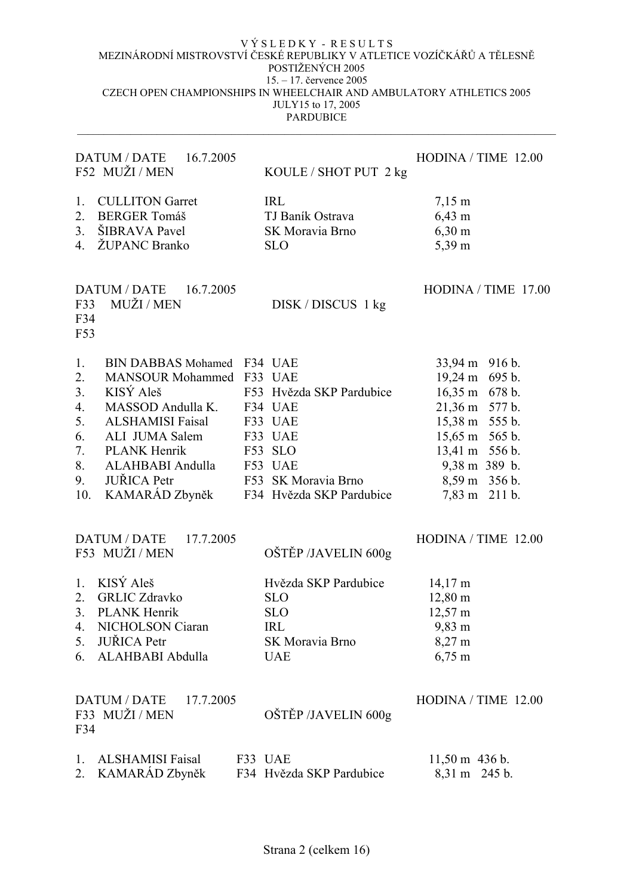VÝSLEDKY - RESULTS
MEZINÁRODNÍ MISTROVSTVÍ ČESKÉ REPUBLIKY V ATLETICE VOZÍČKÁŘŮ A TĚLESNĚ POSTIŽENÝCH 2005
15. – 17. července 2005
CZECH OPEN CHAMPIONSHIPS IN WHEELCHAIR AND AMBULATORY ATHLETICS 2005
JULY15 to 17, 2005
PARDUBICE

---

DATUM / DATE 16.7.2005 — HODINA / TIME 12.00
F52 MUŽI / MEN — KOULE / SHOT PUT 2 kg

| | | | |
|---|---|---|---|
| 1. | CULLITON Garret | IRL | 7,15 m |
| 2. | BERGER Tomáš | TJ Baník Ostrava | 6,43 m |
| 3. | ŠIBRAVA Pavel | SK Moravia Brno | 6,30 m |
| 4. | ŽUPANC Branko | SLO | 5,39 m |

DATUM / DATE 16.7.2005 — HODINA / TIME 17.00
F33 F34 F53 MUŽI / MEN — DISK / DISCUS 1 kg

| | | | | | |
|---|---|---|---|---|---|
| 1. | BIN DABBAS Mohamed | F34 | UAE | 33,94 m | 916 b. |
| 2. | MANSOUR Mohammed | F33 | UAE | 19,24 m | 695 b. |
| 3. | KISÝ Aleš | F53 | Hvězda SKP Pardubice | 16,35 m | 678 b. |
| 4. | MASSOD Andulla K. | F34 | UAE | 21,36 m | 577 b. |
| 5. | ALSHAMISI Faisal | F33 | UAE | 15,38 m | 555 b. |
| 6. | ALI JUMA Salem | F33 | UAE | 15,65 m | 565 b. |
| 7. | PLANK Henrik | F53 | SLO | 13,41 m | 556 b. |
| 8. | ALAHBABI Andulla | F53 | UAE | 9,38 m | 389 b. |
| 9. | JUŘICA Petr | F53 | SK Moravia Brno | 8,59 m | 356 b. |
| 10. | KAMARÁD Zbyněk | F34 | Hvězda SKP Pardubice | 7,83 m | 211 b. |

DATUM / DATE 17.7.2005 — HODINA / TIME 12.00
F53 MUŽI / MEN — OŠTĚP /JAVELIN 600g

| | | | |
|---|---|---|---|
| 1. | KISÝ Aleš | Hvězda SKP Pardubice | 14,17 m |
| 2. | GRLIC Zdravko | SLO | 12,80 m |
| 3. | PLANK Henrik | SLO | 12,57 m |
| 4. | NICHOLSON Ciaran | IRL | 9,83 m |
| 5. | JUŘICA Petr | SK Moravia Brno | 8,27 m |
| 6. | ALAHBABI Abdulla | UAE | 6,75 m |

DATUM / DATE 17.7.2005 — HODINA / TIME 12.00
F33 F34 MUŽI / MEN — OŠTĚP /JAVELIN 600g

| | | | | | |
|---|---|---|---|---|---|
| 1. | ALSHAMISI Faisal | F33 | UAE | 11,50 m | 436 b. |
| 2. | KAMARÁD Zbyněk | F34 | Hvězda SKP Pardubice | 8,31 m | 245 b. |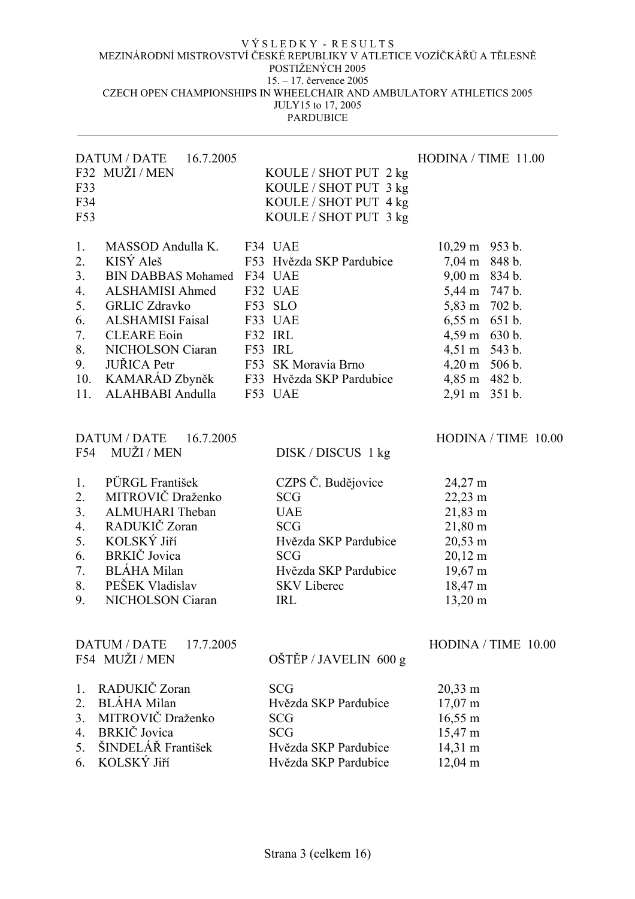V Ý S L E D K Y - R E S U L T S
MEZINÁRODNÍ MISTROVSTVÍ ČESKÉ REPUBLIKY V ATLETICE VOZÍČKÁŘŮ A TĚLESNĚ POSTIŽENÝCH 2005
15. – 17. července 2005
CZECH OPEN CHAMPIONSHIPS IN WHEELCHAIR AND AMBULATORY ATHLETICS 2005
JULY15 to 17, 2005
PARDUBICE

---

DATUM / DATE 16.7.2005 — HODINA / TIME 11.00

F32 MUŽI / MEN — KOULE / SHOT PUT 2 kg
F33 — KOULE / SHOT PUT 3 kg
F34 — KOULE / SHOT PUT 4 kg
F53 — KOULE / SHOT PUT 3 kg

| | | | | | |
|---|---|---|---|---|---|
| 1. | MASSOD Andulla K. | F34 | UAE | 10,29 m | 953 b. |
| 2. | KISÝ Aleš | F53 | Hvězda SKP Pardubice | 7,04 m | 848 b. |
| 3. | BIN DABBAS Mohamed | F34 | UAE | 9,00 m | 834 b. |
| 4. | ALSHAMISI Ahmed | F32 | UAE | 5,44 m | 747 b. |
| 5. | GRLIC Zdravko | F53 | SLO | 5,83 m | 702 b. |
| 6. | ALSHAMISI Faisal | F33 | UAE | 6,55 m | 651 b. |
| 7. | CLEARE Eoin | F32 | IRL | 4,59 m | 630 b. |
| 8. | NICHOLSON Ciaran | F53 | IRL | 4,51 m | 543 b. |
| 9. | JUŘICA Petr | F53 | SK Moravia Brno | 4,20 m | 506 b. |
| 10. | KAMARÁD Zbyněk | F33 | Hvězda SKP Pardubice | 4,85 m | 482 b. |
| 11. | ALAHBABI Andulla | F53 | UAE | 2,91 m | 351 b. |

DATUM / DATE 16.7.2005 — HODINA / TIME 10.00

F54 MUŽI / MEN — DISK / DISCUS 1 kg

| | | | |
|---|---|---|---|
| 1. | PÜRGL František | CZPS Č. Budějovice | 24,27 m |
| 2. | MITROVIČ Draženko | SCG | 22,23 m |
| 3. | ALMUHARI Theban | UAE | 21,83 m |
| 4. | RADUKIČ Zoran | SCG | 21,80 m |
| 5. | KOLSKÝ Jiří | Hvězda SKP Pardubice | 20,53 m |
| 6. | BRKIČ Jovica | SCG | 20,12 m |
| 7. | BLÁHA Milan | Hvězda SKP Pardubice | 19,67 m |
| 8. | PEŠEK Vladislav | SKV Liberec | 18,47 m |
| 9. | NICHOLSON Ciaran | IRL | 13,20 m |

DATUM / DATE 17.7.2005 — HODINA / TIME 10.00

F54 MUŽI / MEN — OŠTĚP / JAVELIN 600 g

| | | | |
|---|---|---|---|
| 1. | RADUKIČ Zoran | SCG | 20,33 m |
| 2. | BLÁHA Milan | Hvězda SKP Pardubice | 17,07 m |
| 3. | MITROVIČ Draženko | SCG | 16,55 m |
| 4. | BRKIČ Jovica | SCG | 15,47 m |
| 5. | ŠINDELÁŘ František | Hvězda SKP Pardubice | 14,31 m |
| 6. | KOLSKÝ Jiří | Hvězda SKP Pardubice | 12,04 m |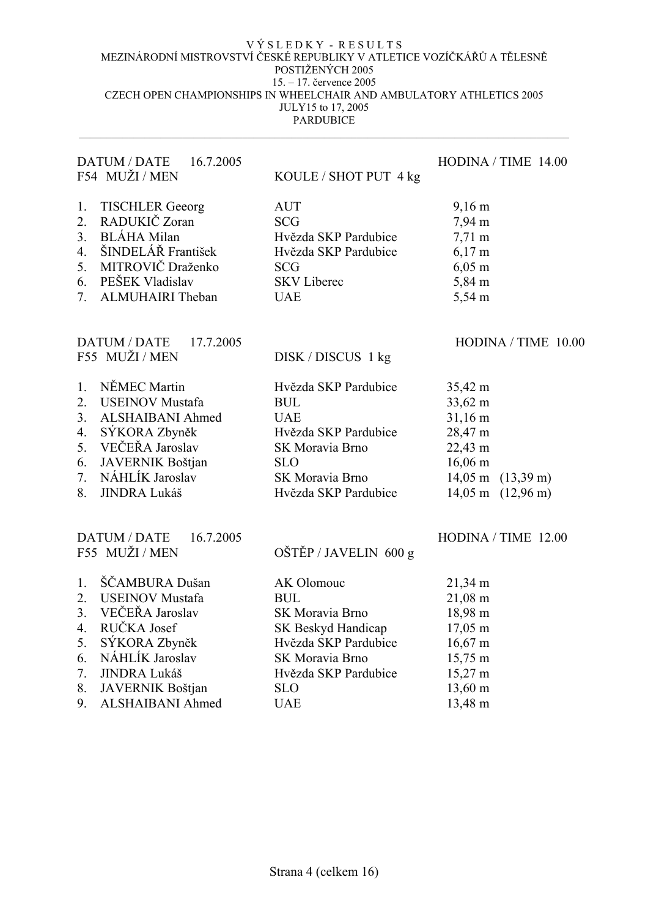VÝSLEDKY - RESULTS
MEZINÁRODNÍ MISTROVSTVÍ ČESKÉ REPUBLIKY V ATLETICE VOZÍČKÁŘŮ A TĚLESNĚ POSTIŽENÝCH 2005
15. – 17. července 2005
CZECH OPEN CHAMPIONSHIPS IN WHEELCHAIR AND AMBULATORY ATHLETICS 2005
JULY15 to 17, 2005
PARDUBICE

---

DATUM / DATE 16.7.2005 — HODINA / TIME 14.00

F54 MUŽI / MEN — KOULE / SHOT PUT 4 kg

| | | | |
|---|---|---|---|
| 1. | TISCHLER Geeorg | AUT | 9,16 m |
| 2. | RADUKIČ Zoran | SCG | 7,94 m |
| 3. | BLÁHA Milan | Hvězda SKP Pardubice | 7,71 m |
| 4. | ŠINDELÁŘ František | Hvězda SKP Pardubice | 6,17 m |
| 5. | MITROVIČ Draženko | SCG | 6,05 m |
| 6. | PEŠEK Vladislav | SKV Liberec | 5,84 m |
| 7. | ALMUHAIRI Theban | UAE | 5,54 m |

DATUM / DATE 17.7.2005 — HODINA / TIME 10.00

F55 MUŽI / MEN — DISK / DISCUS 1 kg

| | | | |
|---|---|---|---|
| 1. | NĚMEC Martin | Hvězda SKP Pardubice | 35,42 m |
| 2. | USEINOV Mustafa | BUL | 33,62 m |
| 3. | ALSHAIBANI Ahmed | UAE | 31,16 m |
| 4. | SÝKORA Zbyněk | Hvězda SKP Pardubice | 28,47 m |
| 5. | VEČEŘA Jaroslav | SK Moravia Brno | 22,43 m |
| 6. | JAVERNIK Boštjan | SLO | 16,06 m |
| 7. | NÁHLÍK Jaroslav | SK Moravia Brno | 14,05 m (13,39 m) |
| 8. | JINDRA Lukáš | Hvězda SKP Pardubice | 14,05 m (12,96 m) |

DATUM / DATE 16.7.2005 — HODINA / TIME 12.00

F55 MUŽI / MEN — OŠTĚP / JAVELIN 600 g

| | | | |
|---|---|---|---|
| 1. | ŠČAMBURA Dušan | AK Olomouc | 21,34 m |
| 2. | USEINOV Mustafa | BUL | 21,08 m |
| 3. | VEČEŘA Jaroslav | SK Moravia Brno | 18,98 m |
| 4. | RUČKA Josef | SK Beskyd Handicap | 17,05 m |
| 5. | SÝKORA Zbyněk | Hvězda SKP Pardubice | 16,67 m |
| 6. | NÁHLÍK Jaroslav | SK Moravia Brno | 15,75 m |
| 7. | JINDRA Lukáš | Hvězda SKP Pardubice | 15,27 m |
| 8. | JAVERNIK Boštjan | SLO | 13,60 m |
| 9. | ALSHAIBANI Ahmed | UAE | 13,48 m |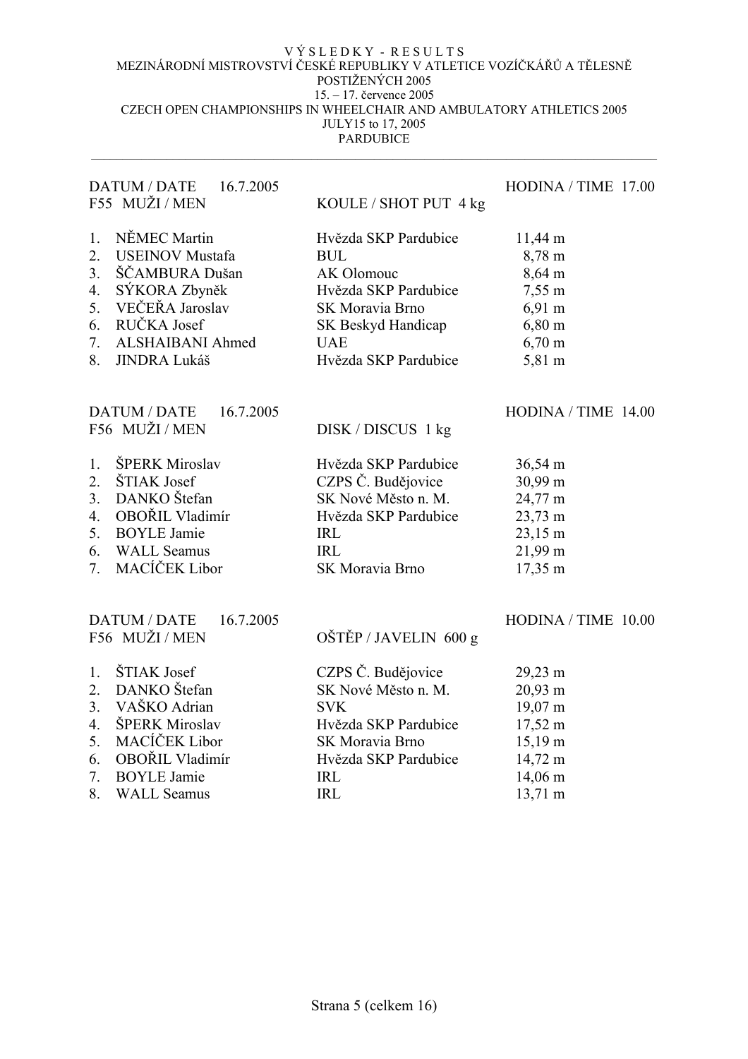VÝSLEDKY - RESULTS

MEZINÁRODNÍ MISTROVSTVÍ ČESKÉ REPUBLIKY V ATLETICE VOZÍČKÁŘŮ A TĚLESNĚ POSTIŽENÝCH 2005

15. – 17. července 2005

CZECH OPEN CHAMPIONSHIPS IN WHEELCHAIR AND AMBULATORY ATHLETICS 2005

JULY15 to 17, 2005

PARDUBICE

---

DATUM / DATE 16.7.2005 — HODINA / TIME 17.00

F55 MUŽI / MEN — KOULE / SHOT PUT 4 kg

| | Name | Club | Result |
|---|---|---|---|
| 1. | NĚMEC Martin | Hvězda SKP Pardubice | 11,44 m |
| 2. | USEINOV Mustafa | BUL | 8,78 m |
| 3. | ŠČAMBURA Dušan | AK Olomouc | 8,64 m |
| 4. | SÝKORA Zbyněk | Hvězda SKP Pardubice | 7,55 m |
| 5. | VEČEŘA Jaroslav | SK Moravia Brno | 6,91 m |
| 6. | RUČKA Josef | SK Beskyd Handicap | 6,80 m |
| 7. | ALSHAIBANI Ahmed | UAE | 6,70 m |
| 8. | JINDRA Lukáš | Hvězda SKP Pardubice | 5,81 m |

DATUM / DATE 16.7.2005 — HODINA / TIME 14.00

F56 MUŽI / MEN — DISK / DISCUS 1 kg

| | Name | Club | Result |
|---|---|---|---|
| 1. | ŠPERK Miroslav | Hvězda SKP Pardubice | 36,54 m |
| 2. | ŠTIAK Josef | CZPS Č. Budějovice | 30,99 m |
| 3. | DANKO Štefan | SK Nové Město n. M. | 24,77 m |
| 4. | OBOŘIL Vladimír | Hvězda SKP Pardubice | 23,73 m |
| 5. | BOYLE Jamie | IRL | 23,15 m |
| 6. | WALL Seamus | IRL | 21,99 m |
| 7. | MACÍČEK Libor | SK Moravia Brno | 17,35 m |

DATUM / DATE 16.7.2005 — HODINA / TIME 10.00

F56 MUŽI / MEN — OŠTĚP / JAVELIN 600 g

| | Name | Club | Result |
|---|---|---|---|
| 1. | ŠTIAK Josef | CZPS Č. Budějovice | 29,23 m |
| 2. | DANKO Štefan | SK Nové Město n. M. | 20,93 m |
| 3. | VAŠKO Adrian | SVK | 19,07 m |
| 4. | ŠPERK Miroslav | Hvězda SKP Pardubice | 17,52 m |
| 5. | MACÍČEK Libor | SK Moravia Brno | 15,19 m |
| 6. | OBOŘIL Vladimír | Hvězda SKP Pardubice | 14,72 m |
| 7. | BOYLE Jamie | IRL | 14,06 m |
| 8. | WALL Seamus | IRL | 13,71 m |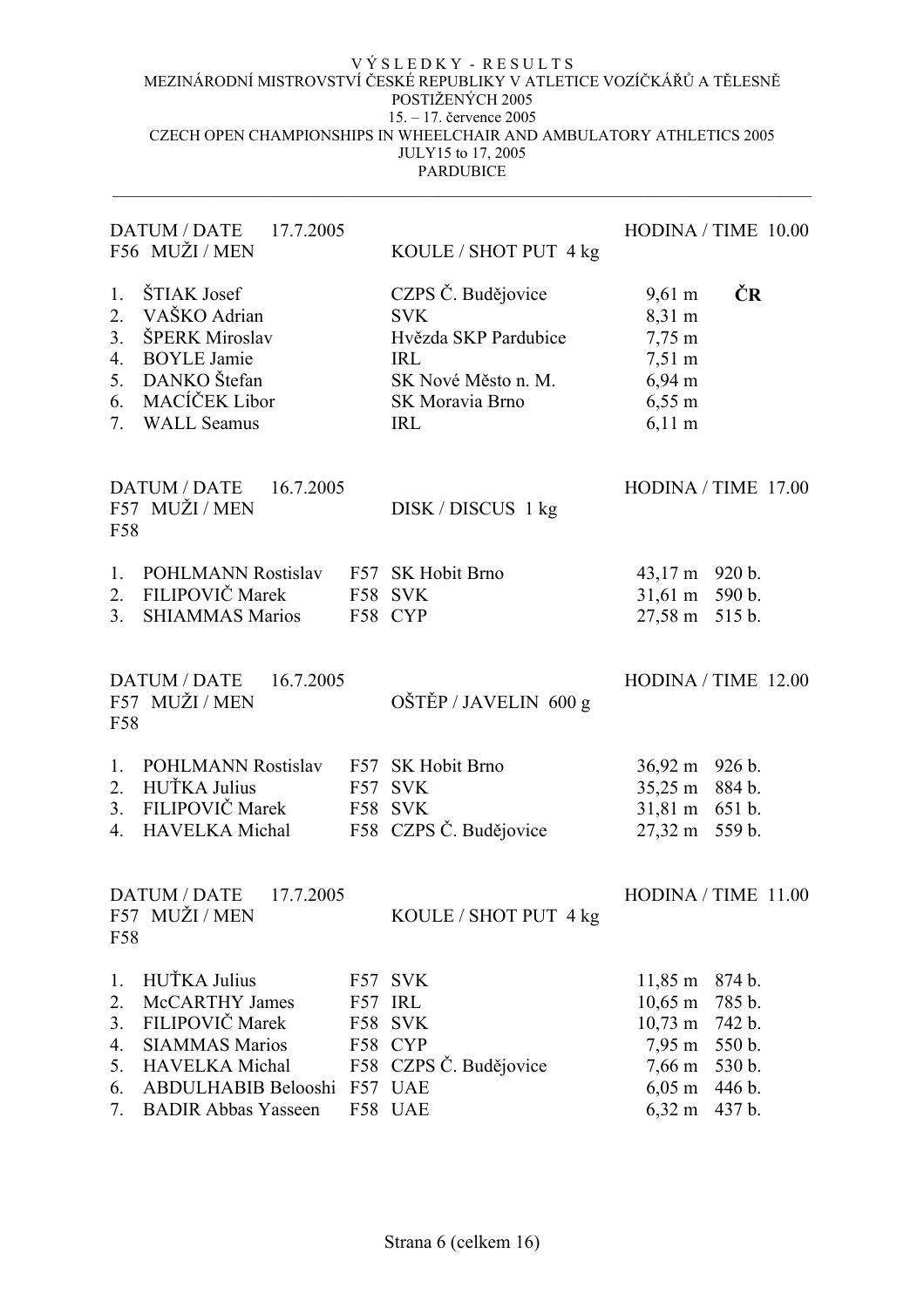V Ý S L E D K Y - R E S U L T S
MEZINÁRODNÍ MISTROVSTVÍ ČESKÉ REPUBLIKY V ATLETICE VOZÍČKÁŘŮ A TĚLESNĚ POSTIŽENÝCH 2005
15. – 17. července 2005
CZECH OPEN CHAMPIONSHIPS IN WHEELCHAIR AND AMBULATORY ATHLETICS 2005
JULY15 to 17, 2005
PARDUBICE

---

DATUM / DATE 17.7.2005 — HODINA / TIME 10.00
F56 MUŽI / MEN — KOULE / SHOT PUT 4 kg

| | | | | |
|---|---|---|---|---|
| 1. | ŠTIAK Josef | CZPS Č. Budějovice | 9,61 m | **ČR** |
| 2. | VAŠKO Adrian | SVK | 8,31 m | |
| 3. | ŠPERK Miroslav | Hvězda SKP Pardubice | 7,75 m | |
| 4. | BOYLE Jamie | IRL | 7,51 m | |
| 5. | DANKO Štefan | SK Nové Město n. M. | 6,94 m | |
| 6. | MACÍČEK Libor | SK Moravia Brno | 6,55 m | |
| 7. | WALL Seamus | IRL | 6,11 m | |

DATUM / DATE 16.7.2005 — HODINA / TIME 17.00
F57 MUŽI / MEN — DISK / DISCUS 1 kg
F58

| | | | | | |
|---|---|---|---|---|---|
| 1. | POHLMANN Rostislav | F57 | SK Hobit Brno | 43,17 m | 920 b. |
| 2. | FILIPOVIČ Marek | F58 | SVK | 31,61 m | 590 b. |
| 3. | SHIAMMAS Marios | F58 | CYP | 27,58 m | 515 b. |

DATUM / DATE 16.7.2005 — HODINA / TIME 12.00
F57 MUŽI / MEN — OŠTĚP / JAVELIN 600 g
F58

| | | | | | |
|---|---|---|---|---|---|
| 1. | POHLMANN Rostislav | F57 | SK Hobit Brno | 36,92 m | 926 b. |
| 2. | HUŤKA Julius | F57 | SVK | 35,25 m | 884 b. |
| 3. | FILIPOVIČ Marek | F58 | SVK | 31,81 m | 651 b. |
| 4. | HAVELKA Michal | F58 | CZPS Č. Budějovice | 27,32 m | 559 b. |

DATUM / DATE 17.7.2005 — HODINA / TIME 11.00
F57 MUŽI / MEN — KOULE / SHOT PUT 4 kg
F58

| | | | | | |
|---|---|---|---|---|---|
| 1. | HUŤKA Julius | F57 | SVK | 11,85 m | 874 b. |
| 2. | McCARTHY James | F57 | IRL | 10,65 m | 785 b. |
| 3. | FILIPOVIČ Marek | F58 | SVK | 10,73 m | 742 b. |
| 4. | SIAMMAS Marios | F58 | CYP | 7,95 m | 550 b. |
| 5. | HAVELKA Michal | F58 | CZPS Č. Budějovice | 7,66 m | 530 b. |
| 6. | ABDULHABIB Belooshi | F57 | UAE | 6,05 m | 446 b. |
| 7. | BADIR Abbas Yasseen | F58 | UAE | 6,32 m | 437 b. |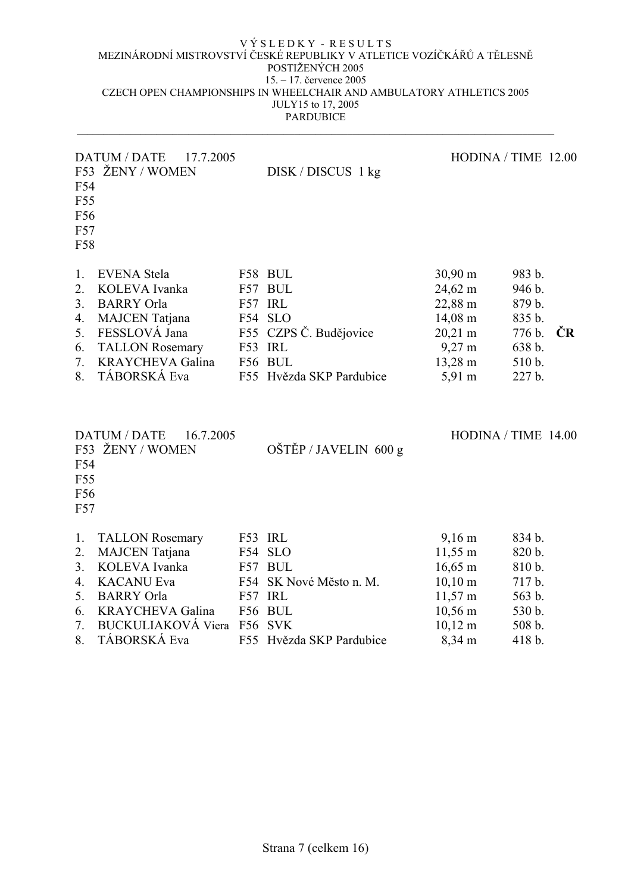VÝSLEDKY - RESULTS
MEZINÁRODNÍ MISTROVSTVÍ ČESKÉ REPUBLIKY V ATLETICE VOZÍČKÁŘŮ A TĚLESNĚ POSTIŽENÝCH 2005
15. – 17. července 2005
CZECH OPEN CHAMPIONSHIPS IN WHEELCHAIR AND AMBULATORY ATHLETICS 2005
JULY15 to 17, 2005
PARDUBICE

---

DATUM / DATE 17.7.2005 — HODINA / TIME 12.00

F53 ŽENY / WOMEN — DISK / DISCUS 1 kg
F54
F55
F56
F57
F58

| | | | | | | |
|---|---|---|---|---|---|---|
| 1. | EVENA Stela | F58 | BUL | 30,90 m | 983 b. | |
| 2. | KOLEVA Ivanka | F57 | BUL | 24,62 m | 946 b. | |
| 3. | BARRY Orla | F57 | IRL | 22,88 m | 879 b. | |
| 4. | MAJCEN Tatjana | F54 | SLO | 14,08 m | 835 b. | |
| 5. | FESSLOVÁ Jana | F55 | CZPS Č. Budějovice | 20,21 m | 776 b. | **ČR** |
| 6. | TALLON Rosemary | F53 | IRL | 9,27 m | 638 b. | |
| 7. | KRAYCHEVA Galina | F56 | BUL | 13,28 m | 510 b. | |
| 8. | TÁBORSKÁ Eva | F55 | Hvězda SKP Pardubice | 5,91 m | 227 b. | |

DATUM / DATE 16.7.2005 — HODINA / TIME 14.00

F53 ŽENY / WOMEN — OŠTĚP / JAVELIN 600 g
F54
F55
F56
F57

| | | | | | |
|---|---|---|---|---|---|
| 1. | TALLON Rosemary | F53 | IRL | 9,16 m | 834 b. |
| 2. | MAJCEN Tatjana | F54 | SLO | 11,55 m | 820 b. |
| 3. | KOLEVA Ivanka | F57 | BUL | 16,65 m | 810 b. |
| 4. | KACANU Eva | F54 | SK Nové Město n. M. | 10,10 m | 717 b. |
| 5. | BARRY Orla | F57 | IRL | 11,57 m | 563 b. |
| 6. | KRAYCHEVA Galina | F56 | BUL | 10,56 m | 530 b. |
| 7. | BUCKULIAKOVÁ Viera | F56 | SVK | 10,12 m | 508 b. |
| 8. | TÁBORSKÁ Eva | F55 | Hvězda SKP Pardubice | 8,34 m | 418 b. |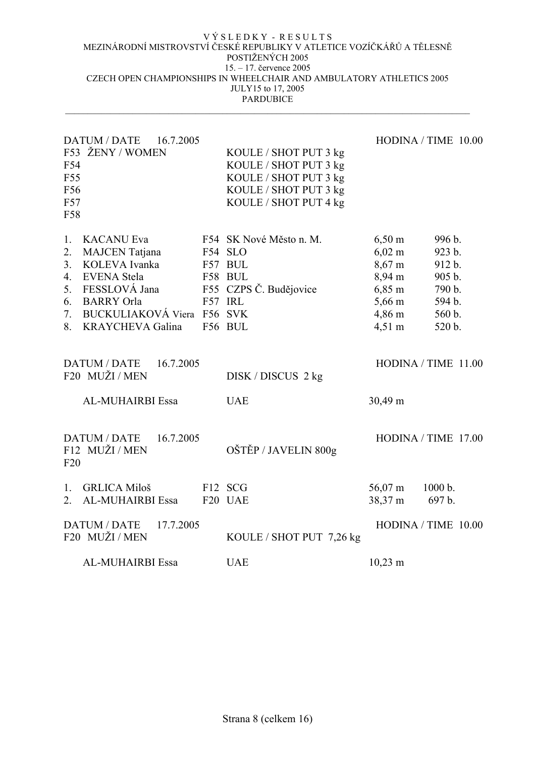VÝSLEDKY - RESULTS
MEZINÁRODNÍ MISTROVSTVÍ ČESKÉ REPUBLIKY V ATLETICE VOZÍČKÁŘŮ A TĚLESNĚ POSTIŽENÝCH 2005
15. – 17. července 2005
CZECH OPEN CHAMPIONSHIPS IN WHEELCHAIR AND AMBULATORY ATHLETICS 2005
JULY15 to 17, 2005
PARDUBICE

---

DATUM / DATE 16.7.2005 — HODINA / TIME 10.00

F53 ŽENY / WOMEN — KOULE / SHOT PUT 3 kg
F54 — KOULE / SHOT PUT 3 kg
F55 — KOULE / SHOT PUT 3 kg
F56 — KOULE / SHOT PUT 3 kg
F57 — KOULE / SHOT PUT 4 kg
F58

| | Jméno | Třída | Klub | Výkon | Body |
|---|---|---|---|---|---|
| 1. | KACANU Eva | F54 | SK Nové Město n. M. | 6,50 m | 996 b. |
| 2. | MAJCEN Tatjana | F54 | SLO | 6,02 m | 923 b. |
| 3. | KOLEVA Ivanka | F57 | BUL | 8,67 m | 912 b. |
| 4. | EVENA Stela | F58 | BUL | 8,94 m | 905 b. |
| 5. | FESSLOVÁ Jana | F55 | CZPS Č. Budějovice | 6,85 m | 790 b. |
| 6. | BARRY Orla | F57 | IRL | 5,66 m | 594 b. |
| 7. | BUCKULIAKOVÁ Viera | F56 | SVK | 4,86 m | 560 b. |
| 8. | KRAYCHEVA Galina | F56 | BUL | 4,51 m | 520 b. |

DATUM / DATE 16.7.2005 — HODINA / TIME 11.00

F20 MUŽI / MEN — DISK / DISCUS 2 kg

| Jméno | Klub | Výkon |
|---|---|---|
| AL-MUHAIRBI Essa | UAE | 30,49 m |

DATUM / DATE 16.7.2005 — HODINA / TIME 17.00

F12 MUŽI / MEN — OŠTĚP / JAVELIN 800g
F20

| | Jméno | Třída | Klub | Výkon | Body |
|---|---|---|---|---|---|
| 1. | GRLICA Miloš | F12 | SCG | 56,07 m | 1000 b. |
| 2. | AL-MUHAIRBI Essa | F20 | UAE | 38,37 m | 697 b. |

DATUM / DATE 17.7.2005 — HODINA / TIME 10.00

F20 MUŽI / MEN — KOULE / SHOT PUT 7,26 kg

| Jméno | Klub | Výkon |
|---|---|---|
| AL-MUHAIRBI Essa | UAE | 10,23 m |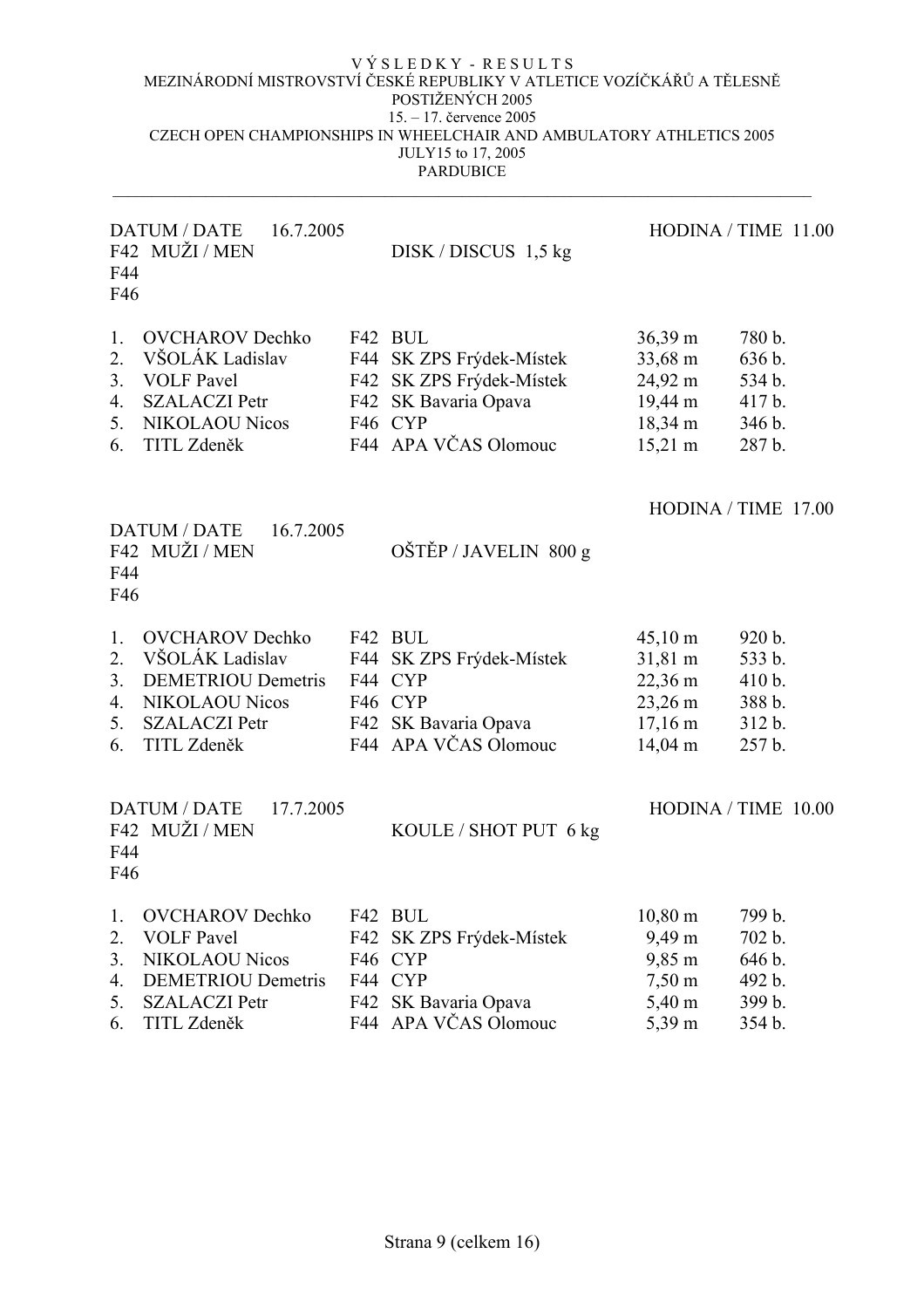VÝSLEDKY - RESULTS
MEZINÁRODNÍ MISTROVSTVÍ ČESKÉ REPUBLIKY V ATLETICE VOZÍČKÁŘŮ A TĚLESNĚ POSTIŽENÝCH 2005
15. – 17. července 2005
CZECH OPEN CHAMPIONSHIPS IN WHEELCHAIR AND AMBULATORY ATHLETICS 2005
JULY15 to 17, 2005
PARDUBICE

---

DATUM / DATE 16.7.2005 — HODINA / TIME 11.00
F42 MUŽI / MEN — DISK / DISCUS 1,5 kg
F44
F46

| | Jméno | Kat. | Klub | Výkon | Body |
|---|---|---|---|---|---|
| 1. | OVCHAROV Dechko | F42 | BUL | 36,39 m | 780 b. |
| 2. | VŠOLÁK Ladislav | F44 | SK ZPS Frýdek-Místek | 33,68 m | 636 b. |
| 3. | VOLF Pavel | F42 | SK ZPS Frýdek-Místek | 24,92 m | 534 b. |
| 4. | SZALACZI Petr | F42 | SK Bavaria Opava | 19,44 m | 417 b. |
| 5. | NIKOLAOU Nicos | F46 | CYP | 18,34 m | 346 b. |
| 6. | TITL Zdeněk | F44 | APA VČAS Olomouc | 15,21 m | 287 b. |

DATUM / DATE 16.7.2005 — HODINA / TIME 17.00
F42 MUŽI / MEN — OŠTĚP / JAVELIN 800 g
F44
F46

| | Jméno | Kat. | Klub | Výkon | Body |
|---|---|---|---|---|---|
| 1. | OVCHAROV Dechko | F42 | BUL | 45,10 m | 920 b. |
| 2. | VŠOLÁK Ladislav | F44 | SK ZPS Frýdek-Místek | 31,81 m | 533 b. |
| 3. | DEMETRIOU Demetris | F44 | CYP | 22,36 m | 410 b. |
| 4. | NIKOLAOU Nicos | F46 | CYP | 23,26 m | 388 b. |
| 5. | SZALACZI Petr | F42 | SK Bavaria Opava | 17,16 m | 312 b. |
| 6. | TITL Zdeněk | F44 | APA VČAS Olomouc | 14,04 m | 257 b. |

DATUM / DATE 17.7.2005 — HODINA / TIME 10.00
F42 MUŽI / MEN — KOULE / SHOT PUT 6 kg
F44
F46

| | Jméno | Kat. | Klub | Výkon | Body |
|---|---|---|---|---|---|
| 1. | OVCHAROV Dechko | F42 | BUL | 10,80 m | 799 b. |
| 2. | VOLF Pavel | F42 | SK ZPS Frýdek-Místek | 9,49 m | 702 b. |
| 3. | NIKOLAOU Nicos | F46 | CYP | 9,85 m | 646 b. |
| 4. | DEMETRIOU Demetris | F44 | CYP | 7,50 m | 492 b. |
| 5. | SZALACZI Petr | F42 | SK Bavaria Opava | 5,40 m | 399 b. |
| 6. | TITL Zdeněk | F44 | APA VČAS Olomouc | 5,39 m | 354 b. |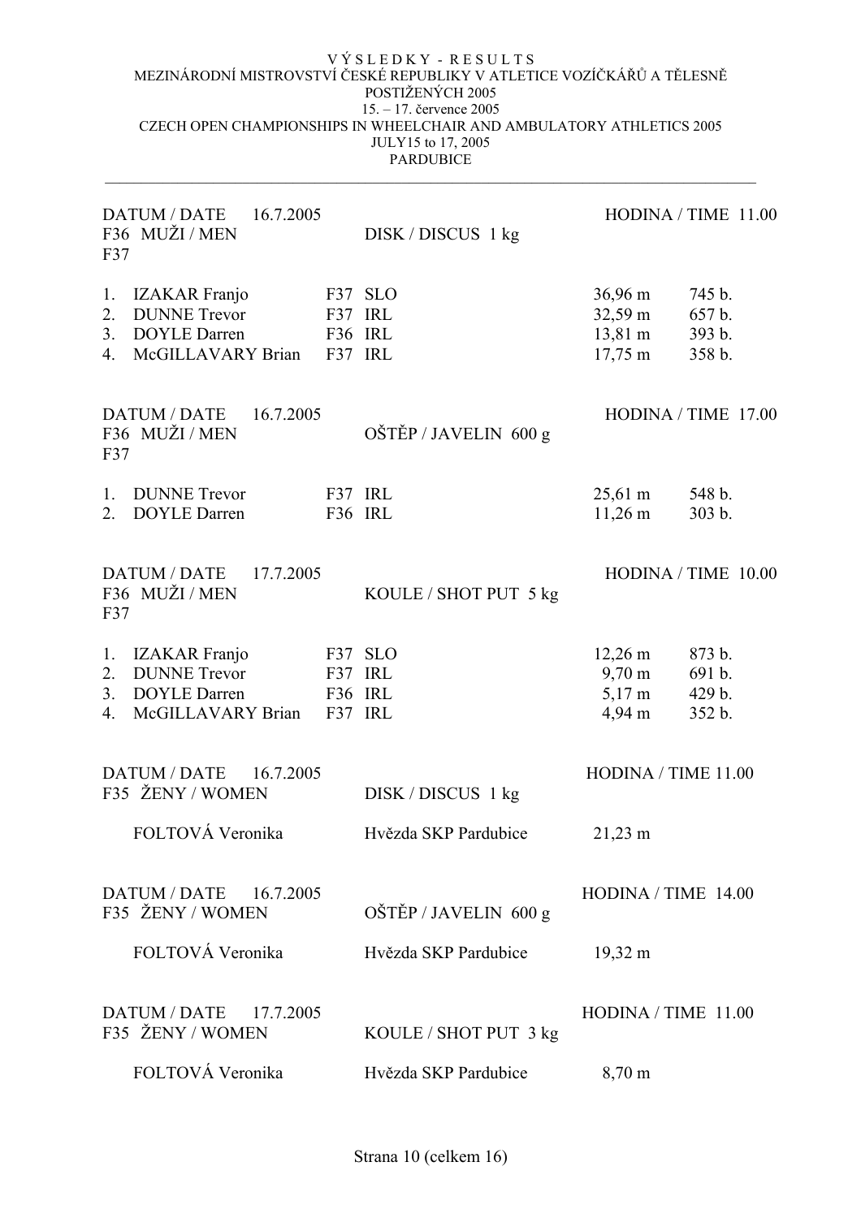VÝSLEDKY - RESULTS

MEZINÁRODNÍ MISTROVSTVÍ ČESKÉ REPUBLIKY V ATLETICE VOZÍČKÁŘŮ A TĚLESNĚ POSTIŽENÝCH 2005

15. – 17. července 2005

CZECH OPEN CHAMPIONSHIPS IN WHEELCHAIR AND AMBULATORY ATHLETICS 2005

JULY15 to 17, 2005

PARDUBICE

---

DATUM / DATE 16.7.2005 — HODINA / TIME 11.00

F36 MUŽI / MEN F37 — DISK / DISCUS 1 kg

| | | | | | |
|---|---|---|---|---|---|
| 1. | IZAKAR Franjo | F37 | SLO | 36,96 m | 745 b. |
| 2. | DUNNE Trevor | F37 | IRL | 32,59 m | 657 b. |
| 3. | DOYLE Darren | F36 | IRL | 13,81 m | 393 b. |
| 4. | McGILLAVARY Brian | F37 | IRL | 17,75 m | 358 b. |

DATUM / DATE 16.7.2005 — HODINA / TIME 17.00

F36 MUŽI / MEN F37 — OŠTĚP / JAVELIN 600 g

| | | | | | |
|---|---|---|---|---|---|
| 1. | DUNNE Trevor | F37 | IRL | 25,61 m | 548 b. |
| 2. | DOYLE Darren | F36 | IRL | 11,26 m | 303 b. |

DATUM / DATE 17.7.2005 — HODINA / TIME 10.00

F36 MUŽI / MEN F37 — KOULE / SHOT PUT 5 kg

| | | | | | |
|---|---|---|---|---|---|
| 1. | IZAKAR Franjo | F37 | SLO | 12,26 m | 873 b. |
| 2. | DUNNE Trevor | F37 | IRL | 9,70 m | 691 b. |
| 3. | DOYLE Darren | F36 | IRL | 5,17 m | 429 b. |
| 4. | McGILLAVARY Brian | F37 | IRL | 4,94 m | 352 b. |

DATUM / DATE 16.7.2005 — HODINA / TIME 11.00

F35 ŽENY / WOMEN — DISK / DISCUS 1 kg

| | | |
|---|---|---|
| FOLTOVÁ Veronika | Hvězda SKP Pardubice | 21,23 m |

DATUM / DATE 16.7.2005 — HODINA / TIME 14.00

F35 ŽENY / WOMEN — OŠTĚP / JAVELIN 600 g

| | | |
|---|---|---|
| FOLTOVÁ Veronika | Hvězda SKP Pardubice | 19,32 m |

DATUM / DATE 17.7.2005 — HODINA / TIME 11.00

F35 ŽENY / WOMEN — KOULE / SHOT PUT 3 kg

| | | |
|---|---|---|
| FOLTOVÁ Veronika | Hvězda SKP Pardubice | 8,70 m |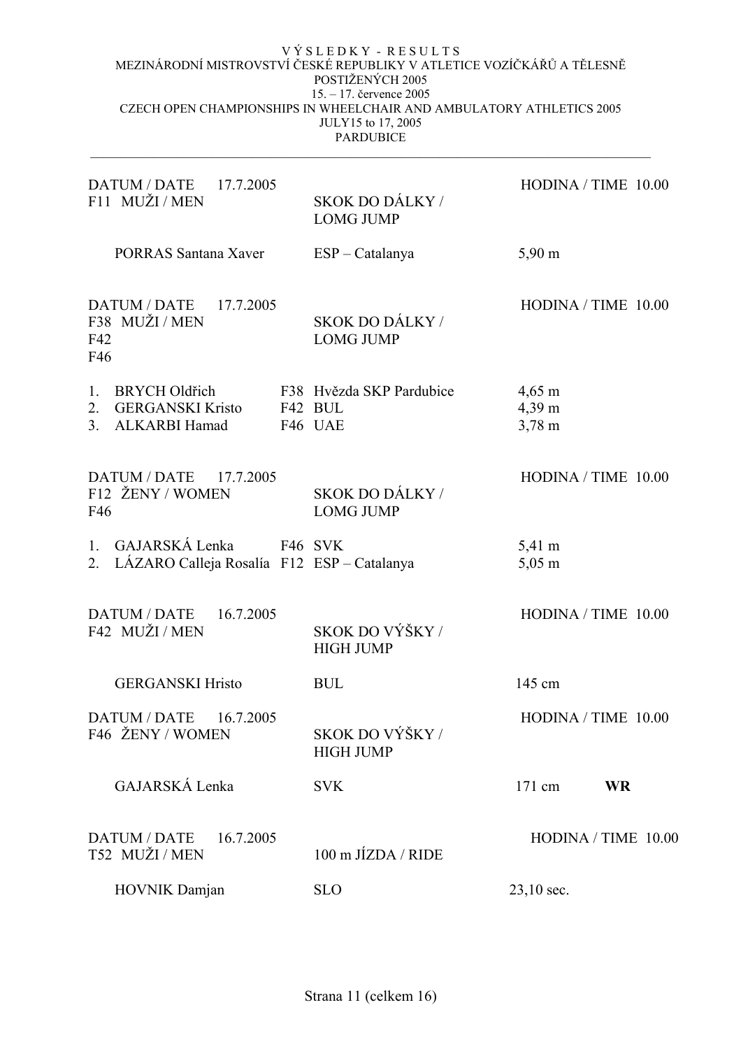V Ý S L E D K Y - R E S U L T S
MEZINÁRODNÍ MISTROVSTVÍ ČESKÉ REPUBLIKY V ATLETICE VOZÍČKÁŘŮ A TĚLESNĚ POSTIŽENÝCH 2005
15. – 17. července 2005
CZECH OPEN CHAMPIONSHIPS IN WHEELCHAIR AND AMBULATORY ATHLETICS 2005
JULY15 to 17, 2005
PARDUBICE

---

DATUM / DATE 17.7.2005 — HODINA / TIME 10.00
F11 MUŽI / MEN — SKOK DO DÁLKY / LOMG JUMP

| | | | |
|---|---|---|---|
| PORRAS Santana Xaver | | ESP – Catalanya | 5,90 m |

DATUM / DATE 17.7.2005 — HODINA / TIME 10.00
F38 MUŽI / MEN
F42
F46
SKOK DO DÁLKY / LOMG JUMP

| | | | | |
|---|---|---|---|---|
| 1. | BRYCH Oldřich | F38 | Hvězda SKP Pardubice | 4,65 m |
| 2. | GERGANSKI Kristo | F42 | BUL | 4,39 m |
| 3. | ALKARBI Hamad | F46 | UAE | 3,78 m |

DATUM / DATE 17.7.2005 — HODINA / TIME 10.00
F12 ŽENY / WOMEN
F46
SKOK DO DÁLKY / LOMG JUMP

| | | | | |
|---|---|---|---|---|
| 1. | GAJARSKÁ Lenka | F46 | SVK | 5,41 m |
| 2. | LÁZARO Calleja Rosalía | F12 | ESP – Catalanya | 5,05 m |

DATUM / DATE 16.7.2005 — HODINA / TIME 10.00
F42 MUŽI / MEN — SKOK DO VÝŠKY / HIGH JUMP

| | | |
|---|---|---|
| GERGANSKI Hristo | BUL | 145 cm |

DATUM / DATE 16.7.2005 — HODINA / TIME 10.00
F46 ŽENY / WOMEN — SKOK DO VÝŠKY / HIGH JUMP

| | | | |
|---|---|---|---|
| GAJARSKÁ Lenka | SVK | 171 cm | **WR** |

DATUM / DATE 16.7.2005 — HODINA / TIME 10.00
T52 MUŽI / MEN — 100 m JÍZDA / RIDE

| | | |
|---|---|---|
| HOVNIK Damjan | SLO | 23,10 sec. |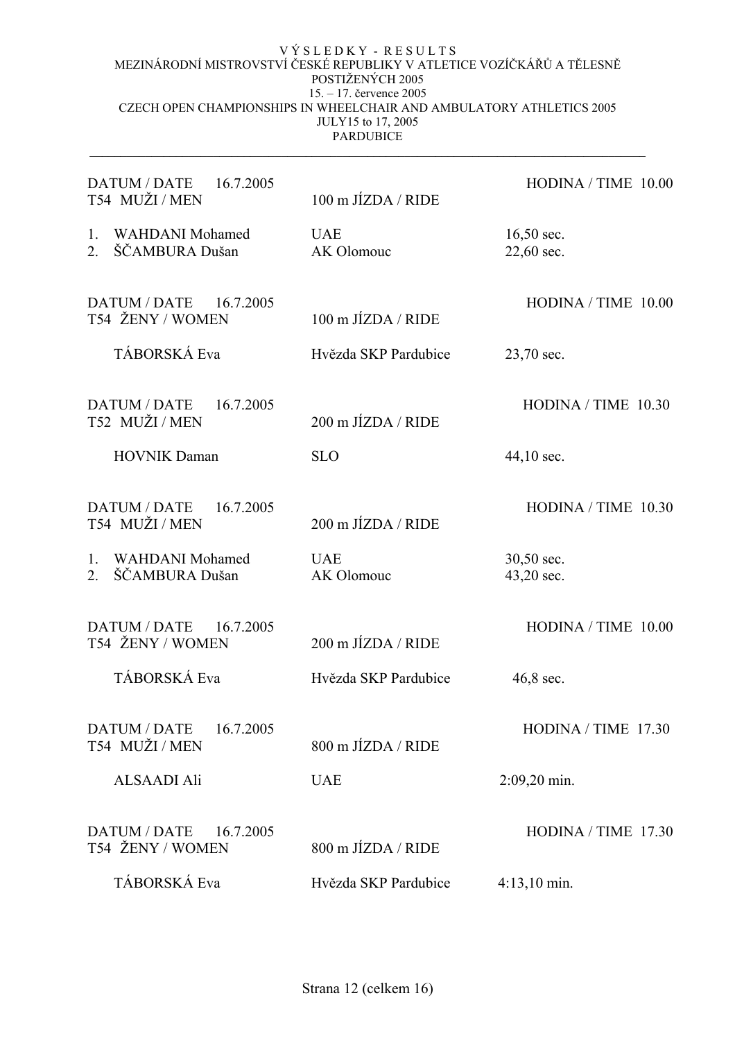V Ý S L E D K Y - R E S U L T S
MEZINÁRODNÍ MISTROVSTVÍ ČESKÉ REPUBLIKY V ATLETICE VOZÍČKÁŘŮ A TĚLESNĚ POSTIŽENÝCH 2005
15. – 17. července 2005
CZECH OPEN CHAMPIONSHIPS IN WHEELCHAIR AND AMBULATORY ATHLETICS 2005
JULY15 to 17, 2005
PARDUBICE

---

DATUM / DATE 16.7.2005 — HODINA / TIME 10.00
T54 MUŽI / MEN — 100 m JÍZDA / RIDE

| | Name | Club | Result |
|---|---|---|---|
| 1. | WAHDANI Mohamed | UAE | 16,50 sec. |
| 2. | ŠČAMBURA Dušan | AK Olomouc | 22,60 sec. |

DATUM / DATE 16.7.2005 — HODINA / TIME 10.00
T54 ŽENY / WOMEN — 100 m JÍZDA / RIDE

| | Name | Club | Result |
|---|---|---|---|
| | TÁBORSKÁ Eva | Hvězda SKP Pardubice | 23,70 sec. |

DATUM / DATE 16.7.2005 — HODINA / TIME 10.30
T52 MUŽI / MEN — 200 m JÍZDA / RIDE

| | Name | Club | Result |
|---|---|---|---|
| | HOVNIK Daman | SLO | 44,10 sec. |

DATUM / DATE 16.7.2005 — HODINA / TIME 10.30
T54 MUŽI / MEN — 200 m JÍZDA / RIDE

| | Name | Club | Result |
|---|---|---|---|
| 1. | WAHDANI Mohamed | UAE | 30,50 sec. |
| 2. | ŠČAMBURA Dušan | AK Olomouc | 43,20 sec. |

DATUM / DATE 16.7.2005 — HODINA / TIME 10.00
T54 ŽENY / WOMEN — 200 m JÍZDA / RIDE

| | Name | Club | Result |
|---|---|---|---|
| | TÁBORSKÁ Eva | Hvězda SKP Pardubice | 46,8 sec. |

DATUM / DATE 16.7.2005 — HODINA / TIME 17.30
T54 MUŽI / MEN — 800 m JÍZDA / RIDE

| | Name | Club | Result |
|---|---|---|---|
| | ALSAADI Ali | UAE | 2:09,20 min. |

DATUM / DATE 16.7.2005 — HODINA / TIME 17.30
T54 ŽENY / WOMEN — 800 m JÍZDA / RIDE

| | Name | Club | Result |
|---|---|---|---|
| | TÁBORSKÁ Eva | Hvězda SKP Pardubice | 4:13,10 min. |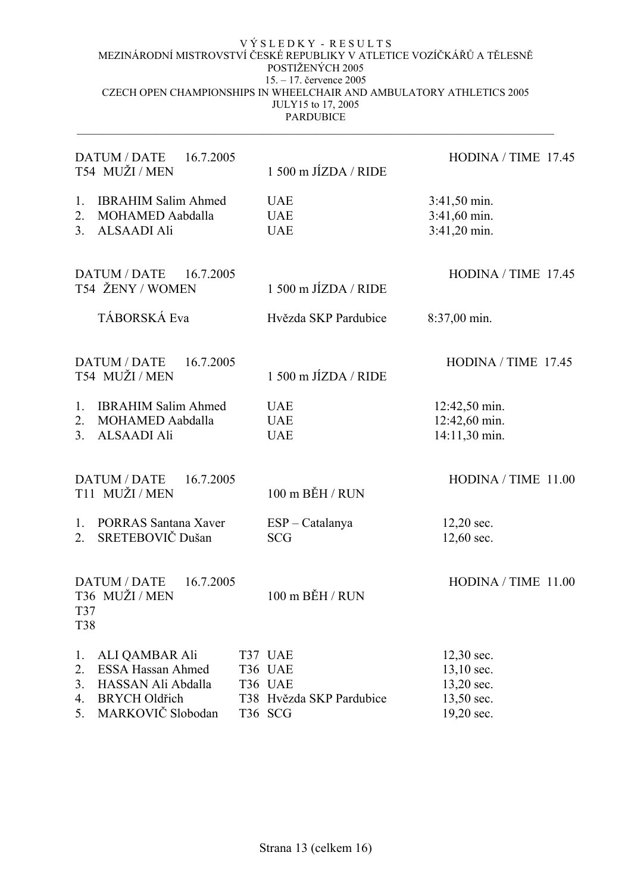VÝSLEDKY - RESULTS
MEZINÁRODNÍ MISTROVSTVÍ ČESKÉ REPUBLIKY V ATLETICE VOZÍČKÁŘŮ A TĚLESNĚ POSTIŽENÝCH 2005
15. – 17. července 2005
CZECH OPEN CHAMPIONSHIPS IN WHEELCHAIR AND AMBULATORY ATHLETICS 2005
JULY15 to 17, 2005
PARDUBICE

---

DATUM / DATE 16.7.2005 — HODINA / TIME 17.45
T54 MUŽI / MEN — 1 500 m JÍZDA / RIDE

| | Name | Team | Time |
|---|---|---|---|
| 1. | IBRAHIM Salim Ahmed | UAE | 3:41,50 min. |
| 2. | MOHAMED Aabdalla | UAE | 3:41,60 min. |
| 3. | ALSAADI Ali | UAE | 3:41,20 min. |

DATUM / DATE 16.7.2005 — HODINA / TIME 17.45
T54 ŽENY / WOMEN — 1 500 m JÍZDA / RIDE

| | Name | Team | Time |
|---|---|---|---|
| | TÁBORSKÁ Eva | Hvězda SKP Pardubice | 8:37,00 min. |

DATUM / DATE 16.7.2005 — HODINA / TIME 17.45
T54 MUŽI / MEN — 1 500 m JÍZDA / RIDE

| | Name | Team | Time |
|---|---|---|---|
| 1. | IBRAHIM Salim Ahmed | UAE | 12:42,50 min. |
| 2. | MOHAMED Aabdalla | UAE | 12:42,60 min. |
| 3. | ALSAADI Ali | UAE | 14:11,30 min. |

DATUM / DATE 16.7.2005 — HODINA / TIME 11.00
T11 MUŽI / MEN — 100 m BĚH / RUN

| | Name | Team | Time |
|---|---|---|---|
| 1. | PORRAS Santana Xaver | ESP – Catalanya | 12,20 sec. |
| 2. | SRETEBOVIČ Dušan | SCG | 12,60 sec. |

DATUM / DATE 16.7.2005 — HODINA / TIME 11.00
T36 MUŽI / MEN — 100 m BĚH / RUN
T37
T38

| | Name | Class | Team | Time |
|---|---|---|---|---|
| 1. | ALI QAMBAR Ali | T37 | UAE | 12,30 sec. |
| 2. | ESSA Hassan Ahmed | T36 | UAE | 13,10 sec. |
| 3. | HASSAN Ali Abdalla | T36 | UAE | 13,20 sec. |
| 4. | BRYCH Oldřich | T38 | Hvězda SKP Pardubice | 13,50 sec. |
| 5. | MARKOVIČ Slobodan | T36 | SCG | 19,20 sec. |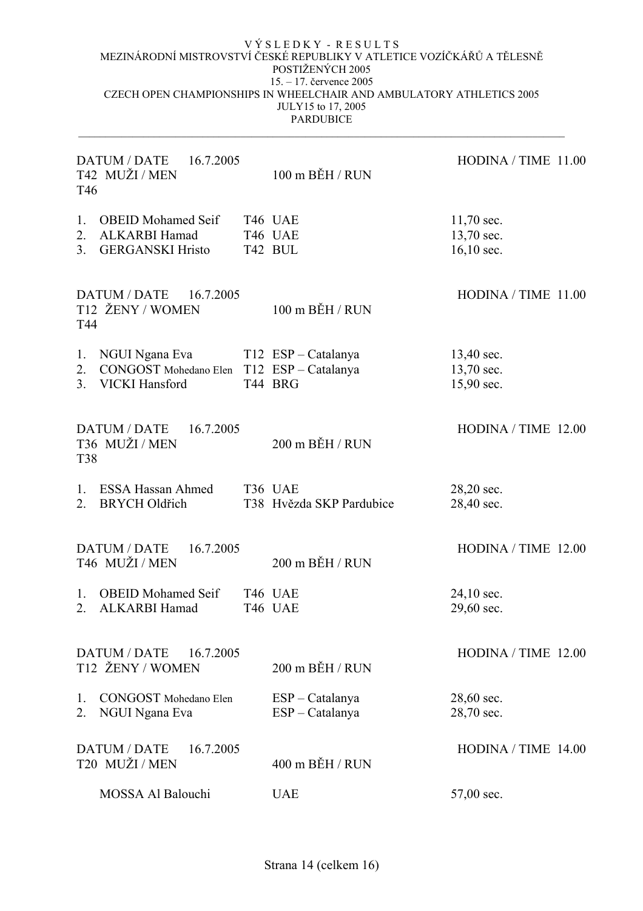VÝSLEDKY - RESULTS
MEZINÁRODNÍ MISTROVSTVÍ ČESKÉ REPUBLIKY V ATLETICE VOZÍČKÁŘŮ A TĚLESNĚ POSTIŽENÝCH 2005
15. – 17. července 2005
CZECH OPEN CHAMPIONSHIPS IN WHEELCHAIR AND AMBULATORY ATHLETICS 2005
JULY15 to 17, 2005
PARDUBICE

---

DATUM / DATE 16.7.2005 — HODINA / TIME 11.00
T42 MUŽI / MEN
T46
100 m BĚH / RUN

| | | | | |
|---|---|---|---|---|
| 1. | OBEID Mohamed Seif | T46 | UAE | 11,70 sec. |
| 2. | ALKARBI Hamad | T46 | UAE | 13,70 sec. |
| 3. | GERGANSKI Hristo | T42 | BUL | 16,10 sec. |

DATUM / DATE 16.7.2005 — HODINA / TIME 11.00
T12 ŽENY / WOMEN
T44
100 m BĚH / RUN

| | | | | |
|---|---|---|---|---|
| 1. | NGUI Ngana Eva | T12 | ESP – Catalanya | 13,40 sec. |
| 2. | CONGOST Mohedano Elen | T12 | ESP – Catalanya | 13,70 sec. |
| 3. | VICKI Hansford | T44 | BRG | 15,90 sec. |

DATUM / DATE 16.7.2005 — HODINA / TIME 12.00
T36 MUŽI / MEN
T38
200 m BĚH / RUN

| | | | | |
|---|---|---|---|---|
| 1. | ESSA Hassan Ahmed | T36 | UAE | 28,20 sec. |
| 2. | BRYCH Oldřich | T38 | Hvězda SKP Pardubice | 28,40 sec. |

DATUM / DATE 16.7.2005 — HODINA / TIME 12.00
T46 MUŽI / MEN
200 m BĚH / RUN

| | | | | |
|---|---|---|---|---|
| 1. | OBEID Mohamed Seif | T46 | UAE | 24,10 sec. |
| 2. | ALKARBI Hamad | T46 | UAE | 29,60 sec. |

DATUM / DATE 16.7.2005 — HODINA / TIME 12.00
T12 ŽENY / WOMEN
200 m BĚH / RUN

| | | | |
|---|---|---|---|
| 1. | CONGOST Mohedano Elen | ESP – Catalanya | 28,60 sec. |
| 2. | NGUI Ngana Eva | ESP – Catalanya | 28,70 sec. |

DATUM / DATE 16.7.2005 — HODINA / TIME 14.00
T20 MUŽI / MEN
400 m BĚH / RUN

| | | |
|---|---|---|
| MOSSA Al Balouchi | UAE | 57,00 sec. |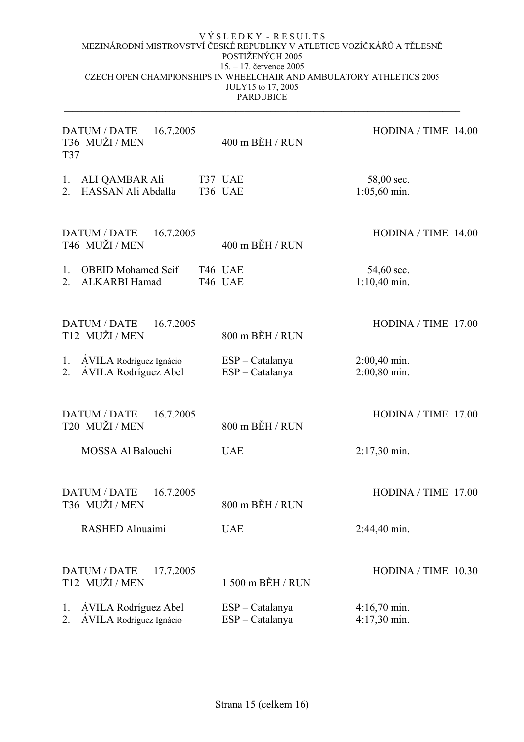VÝSLEDKY - RESULTS
MEZINÁRODNÍ MISTROVSTVÍ ČESKÉ REPUBLIKY V ATLETICE VOZÍČKÁŘŮ A TĚLESNĚ POSTIŽENÝCH 2005
15. – 17. července 2005
CZECH OPEN CHAMPIONSHIPS IN WHEELCHAIR AND AMBULATORY ATHLETICS 2005
JULY15 to 17, 2005
PARDUBICE

---

DATUM / DATE 16.7.2005 — HODINA / TIME 14.00
T36 MUŽI / MEN
T37
400 m BĚH / RUN

1. ALI QAMBAR Ali — T37 UAE — 58,00 sec.
2. HASSAN Ali Abdalla — T36 UAE — 1:05,60 min.

DATUM / DATE 16.7.2005 — HODINA / TIME 14.00
T46 MUŽI / MEN
400 m BĚH / RUN

1. OBEID Mohamed Seif — T46 UAE — 54,60 sec.
2. ALKARBI Hamad — T46 UAE — 1:10,40 min.

DATUM / DATE 16.7.2005 — HODINA / TIME 17.00
T12 MUŽI / MEN
800 m BĚH / RUN

1. ÁVILA Rodríguez Ignácio — ESP – Catalanya — 2:00,40 min.
2. ÁVILA Rodríguez Abel — ESP – Catalanya — 2:00,80 min.

DATUM / DATE 16.7.2005 — HODINA / TIME 17.00
T20 MUŽI / MEN
800 m BĚH / RUN

MOSSA Al Balouchi — UAE — 2:17,30 min.

DATUM / DATE 16.7.2005 — HODINA / TIME 17.00
T36 MUŽI / MEN
800 m BĚH / RUN

RASHED Alnuaimi — UAE — 2:44,40 min.

DATUM / DATE 17.7.2005 — HODINA / TIME 10.30
T12 MUŽI / MEN
1 500 m BĚH / RUN

1. ÁVILA Rodríguez Abel — ESP – Catalanya — 4:16,70 min.
2. ÁVILA Rodríguez Ignácio — ESP – Catalanya — 4:17,30 min.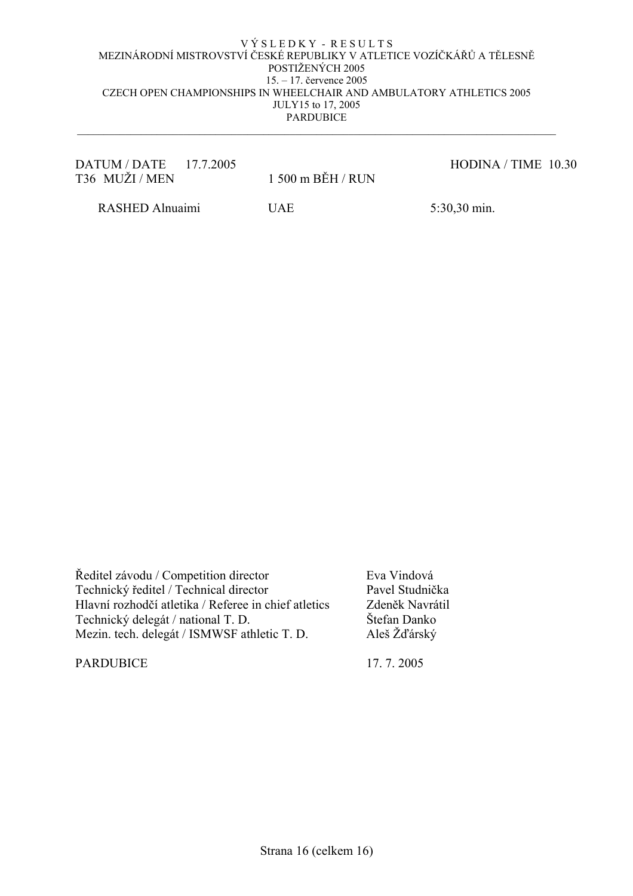V Ý S L E D K Y - R E S U L T S
MEZINÁRODNÍ MISTROVSTVÍ ČESKÉ REPUBLIKY V ATLETICE VOZÍČKÁŘŮ A TĚLESNĚ POSTIŽENÝCH 2005
15. – 17. července 2005
CZECH OPEN CHAMPIONSHIPS IN WHEELCHAIR AND AMBULATORY ATHLETICS 2005
JULY15 to 17, 2005
PARDUBICE

---

DATUM / DATE 17.7.2005 HODINA / TIME 10.30

T36 MUŽI / MEN 1 500 m BĚH / RUN

| | | |
|---|---|---|
| RASHED Alnuaimi | UAE | 5:30,30 min. |

| | |
|---|---|
| Ředitel závodu / Competition director | Eva Vindová |
| Technický ředitel / Technical director | Pavel Studnička |
| Hlavní rozhodčí atletika / Referee in chief atletics | Zdeněk Navrátil |
| Technický delegát / national T. D. | Štefan Danko |
| Mezin. tech. delegát / ISMWSF athletic T. D. | Aleš Žďárský |

PARDUBICE 17. 7. 2005